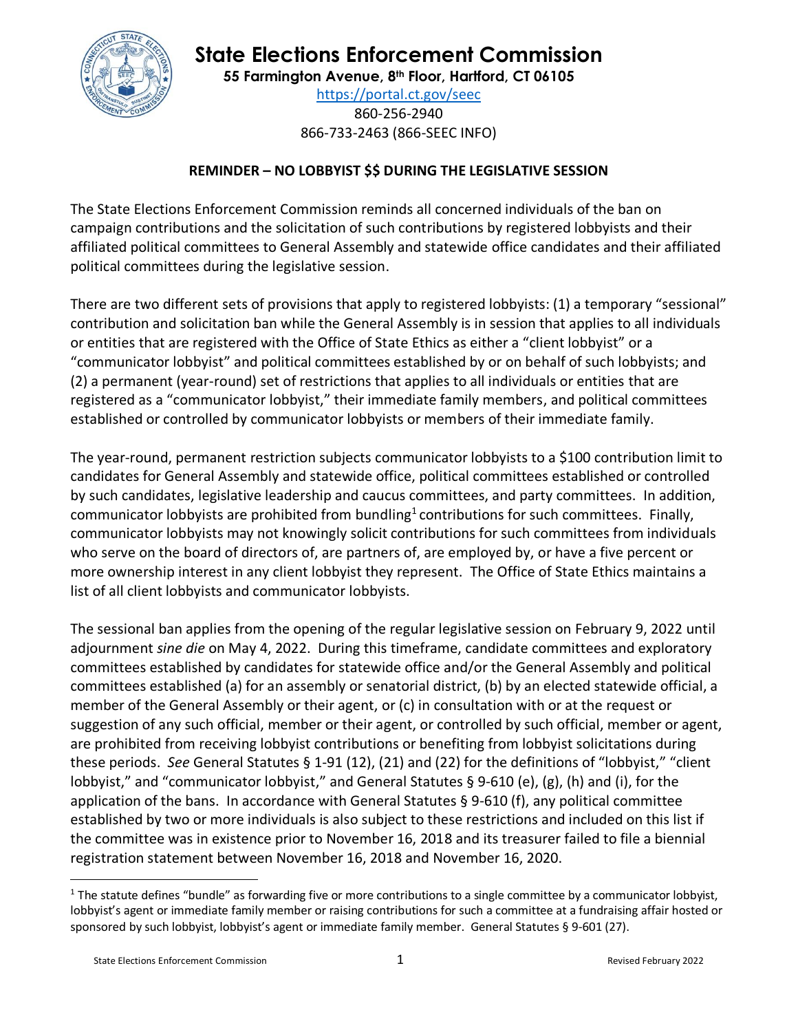# State Elections Enforcement Commission

**55 Farmington Avenue, 8th Floor, Hartford, CT 06105**

https://portal.ct.gov/seec

860-256-2940

866-733-2463 (866-SEEC INFO)

## REMINDER – NO LOBBYIST $$ DURING THE LEGISLATIVE SESSION

The State Elections Enforcement Commission reminds all concerned individuals of the ban on campaign contributions and the solicitation of such contributions by registered lobbyists and their affiliated political committees to General Assembly and statewide office candidates and their affiliated political committees during the legislative session.

There are two different sets of provisions that apply to registered lobbyists: (1) a temporary "sessional" contribution and solicitation ban while the General Assembly is in session that applies to all individuals or entities that are registered with the Office of State Ethics as either a "client lobbyist" or a "communicator lobbyist" and political committees established by or on behalf of such lobbyists; and (2) a permanent (year-round) set of restrictions that applies to all individuals or entities that are registered as a "communicator lobbyist," their immediate family members, and political committees established or controlled by communicator lobbyists or members of their immediate family.

The year-round, permanent restriction subjects communicator lobbyists to a $100 contribution limit to candidates for General Assembly and statewide office, political committees established or controlled by such candidates, legislative leadership and caucus committees, and party committees. In addition, communicator lobbyists are prohibited from bundling[1] contributions for such committees. Finally, communicator lobbyists may not knowingly solicit contributions for such committees from individuals who serve on the board of directors of, are partners of, are employed by, or have a five percent or more ownership interest in any client lobbyist they represent. The Office of State Ethics maintains a list of all client lobbyists and communicator lobbyists.

The sessional ban applies from the opening of the regular legislative session on February 9, 2022 until adjournment *sine die* on May 4, 2022. During this timeframe, candidate committees and exploratory committees established by candidates for statewide office and/or the General Assembly and political committees established (a) for an assembly or senatorial district, (b) by an elected statewide official, a member of the General Assembly or their agent, or (c) in consultation with or at the request or suggestion of any such official, member or their agent, or controlled by such official, member or agent, are prohibited from receiving lobbyist contributions or benefiting from lobbyist solicitations during these periods. *See* General Statutes § 1-91 (12), (21) and (22) for the definitions of "lobbyist," "client lobbyist," and "communicator lobbyist," and General Statutes § 9-610 (e), (g), (h) and (i), for the application of the bans. In accordance with General Statutes § 9-610 (f), any political committee established by two or more individuals is also subject to these restrictions and included on this list if the committee was in existence prior to November 16, 2018 and its treasurer failed to file a biennial registration statement between November 16, 2018 and November 16, 2020.

[1] The statute defines "bundle" as forwarding five or more contributions to a single committee by a communicator lobbyist, lobbyist's agent or immediate family member or raising contributions for such a committee at a fundraising affair hosted or sponsored by such lobbyist, lobbyist's agent or immediate family member. General Statutes § 9-601 (27).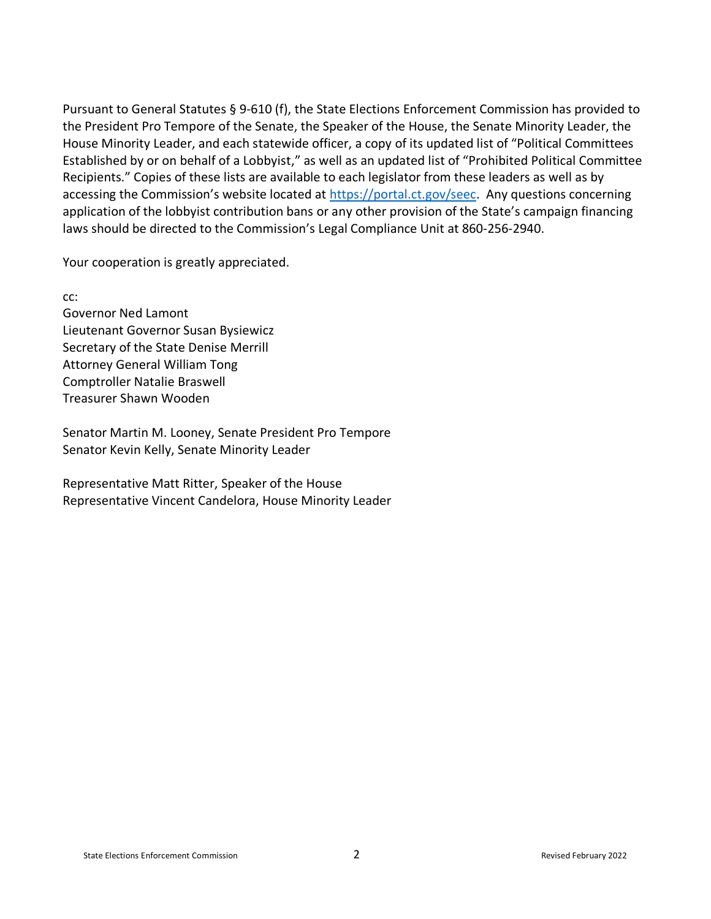Pursuant to General Statutes § 9-610 (f), the State Elections Enforcement Commission has provided to the President Pro Tempore of the Senate, the Speaker of the House, the Senate Minority Leader, the House Minority Leader, and each statewide officer, a copy of its updated list of "Political Committees Established by or on behalf of a Lobbyist," as well as an updated list of "Prohibited Political Committee Recipients." Copies of these lists are available to each legislator from these leaders as well as by accessing the Commission's website located at https://portal.ct.gov/seec. Any questions concerning application of the lobbyist contribution bans or any other provision of the State's campaign financing laws should be directed to the Commission's Legal Compliance Unit at 860-256-2940.

Your cooperation is greatly appreciated.

cc:
Governor Ned Lamont
Lieutenant Governor Susan Bysiewicz
Secretary of the State Denise Merrill
Attorney General William Tong
Comptroller Natalie Braswell
Treasurer Shawn Wooden

Senator Martin M. Looney, Senate President Pro Tempore
Senator Kevin Kelly, Senate Minority Leader

Representative Matt Ritter, Speaker of the House
Representative Vincent Candelora, House Minority Leader